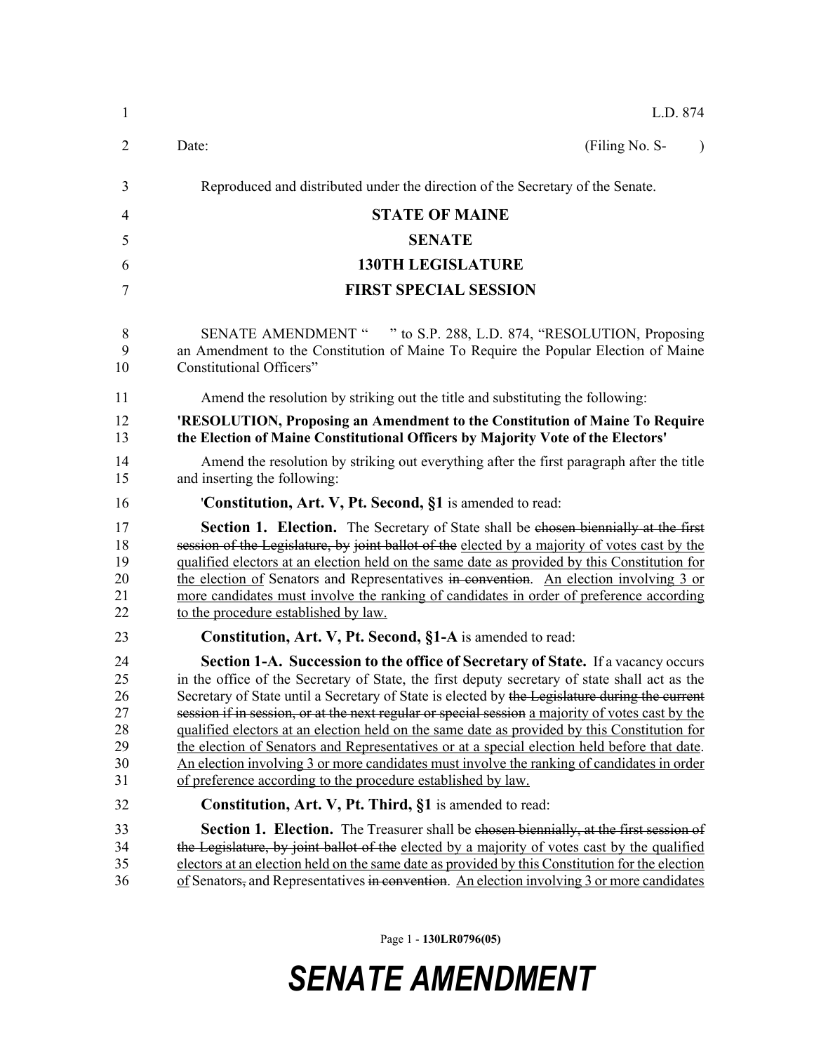L.D. 874

Date: (Filing No. S- )

Reproduced and distributed under the direction of the Secretary of the Senate.

# STATE OF MAINE

## SENATE

## 130TH LEGISLATURE

## FIRST SPECIAL SESSION

SENATE AMENDMENT " " to S.P. 288, L.D. 874, "RESOLUTION, Proposing an Amendment to the Constitution of Maine To Require the Popular Election of Maine Constitutional Officers"

Amend the resolution by striking out the title and substituting the following:

**'RESOLUTION, Proposing an Amendment to the Constitution of Maine To Require the Election of Maine Constitutional Officers by Majority Vote of the Electors'**

Amend the resolution by striking out everything after the first paragraph after the title and inserting the following:

'**Constitution, Art. V, Pt. Second, §1** is amended to read:

**Section 1. Election.** The Secretary of State shall be ~~chosen biennially at the first session of the Legislature, by joint ballot of the~~ elected by a majority of votes cast by the qualified electors at an election held on the same date as provided by this Constitution for the election of Senators and Representatives ~~in convention~~. An election involving 3 or more candidates must involve the ranking of candidates in order of preference according to the procedure established by law.

**Constitution, Art. V, Pt. Second, §1-A** is amended to read:

**Section 1-A. Succession to the office of Secretary of State.** If a vacancy occurs in the office of the Secretary of State, the first deputy secretary of state shall act as the Secretary of State until a Secretary of State is elected by ~~the Legislature during the current session if in session, or at the next regular or special session~~ a majority of votes cast by the qualified electors at an election held on the same date as provided by this Constitution for the election of Senators and Representatives or at a special election held before that date. An election involving 3 or more candidates must involve the ranking of candidates in order of preference according to the procedure established by law.

**Constitution, Art. V, Pt. Third, §1** is amended to read:

**Section 1. Election.** The Treasurer shall be ~~chosen biennially, at the first session of the Legislature, by joint ballot of the~~ elected by a majority of votes cast by the qualified electors at an election held on the same date as provided by this Constitution for the election of Senators~~,~~ and Representatives ~~in convention~~. An election involving 3 or more candidates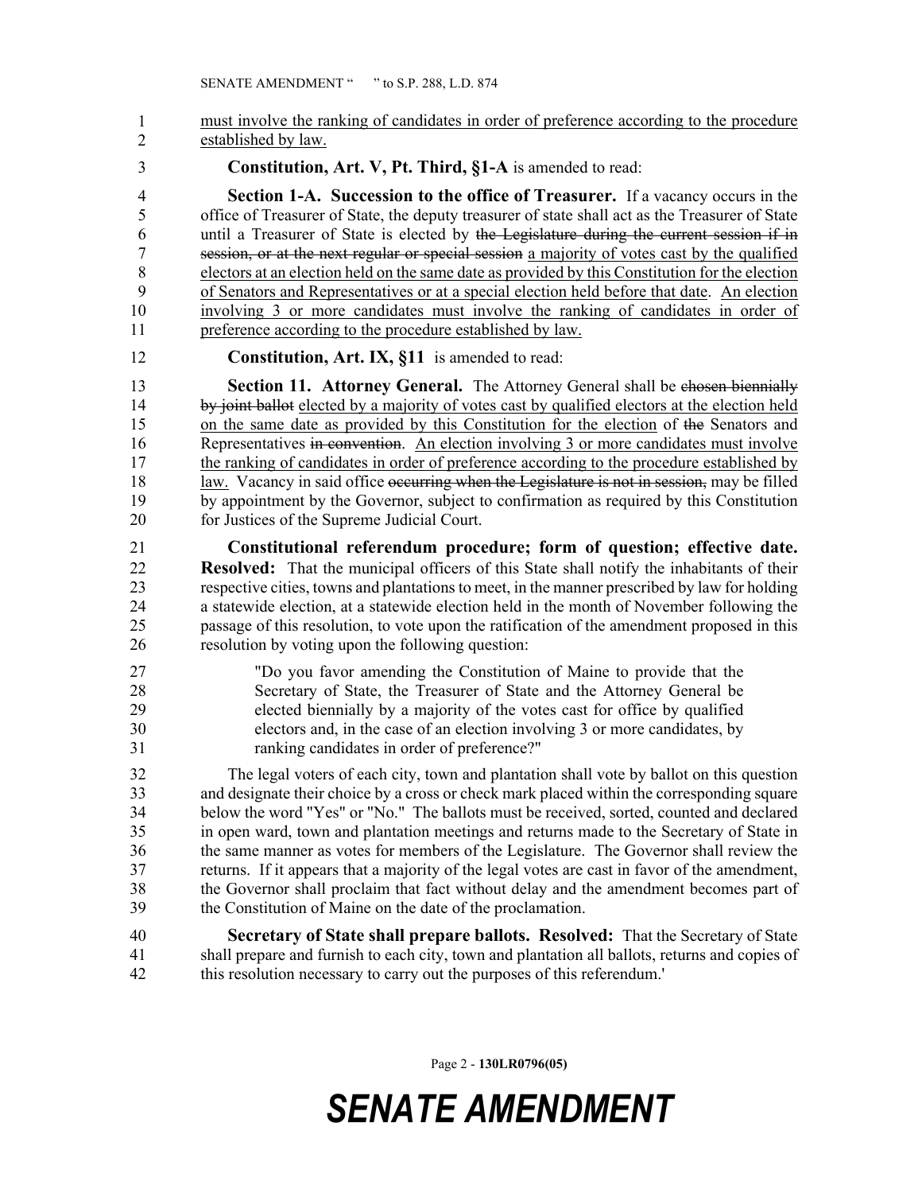must involve the ranking of candidates in order of preference according to the procedure established by law.

**Constitution, Art. V, Pt. Third, §1-A** is amended to read:

**Section 1-A. Succession to the office of Treasurer.** If a vacancy occurs in the office of Treasurer of State, the deputy treasurer of state shall act as the Treasurer of State until a Treasurer of State is elected by ~~the Legislature during the current session if in session, or at the next regular or special session~~ a majority of votes cast by the qualified electors at an election held on the same date as provided by this Constitution for the election of Senators and Representatives or at a special election held before that date. An election involving 3 or more candidates must involve the ranking of candidates in order of preference according to the procedure established by law.

**Constitution, Art. IX, §11** is amended to read:

**Section 11. Attorney General.** The Attorney General shall be ~~chosen biennially by joint ballot~~ elected by a majority of votes cast by qualified electors at the election held on the same date as provided by this Constitution for the election of ~~the~~ Senators and Representatives ~~in convention~~. An election involving 3 or more candidates must involve the ranking of candidates in order of preference according to the procedure established by law. Vacancy in said office ~~occurring when the Legislature is not in session,~~ may be filled by appointment by the Governor, subject to confirmation as required by this Constitution for Justices of the Supreme Judicial Court.

**Constitutional referendum procedure; form of question; effective date. Resolved:** That the municipal officers of this State shall notify the inhabitants of their respective cities, towns and plantations to meet, in the manner prescribed by law for holding a statewide election, at a statewide election held in the month of November following the passage of this resolution, to vote upon the ratification of the amendment proposed in this resolution by voting upon the following question:

> "Do you favor amending the Constitution of Maine to provide that the Secretary of State, the Treasurer of State and the Attorney General be elected biennially by a majority of the votes cast for office by qualified electors and, in the case of an election involving 3 or more candidates, by ranking candidates in order of preference?"

The legal voters of each city, town and plantation shall vote by ballot on this question and designate their choice by a cross or check mark placed within the corresponding square below the word "Yes" or "No." The ballots must be received, sorted, counted and declared in open ward, town and plantation meetings and returns made to the Secretary of State in the same manner as votes for members of the Legislature. The Governor shall review the returns. If it appears that a majority of the legal votes are cast in favor of the amendment, the Governor shall proclaim that fact without delay and the amendment becomes part of the Constitution of Maine on the date of the proclamation.

**Secretary of State shall prepare ballots. Resolved:** That the Secretary of State shall prepare and furnish to each city, town and plantation all ballots, returns and copies of this resolution necessary to carry out the purposes of this referendum.'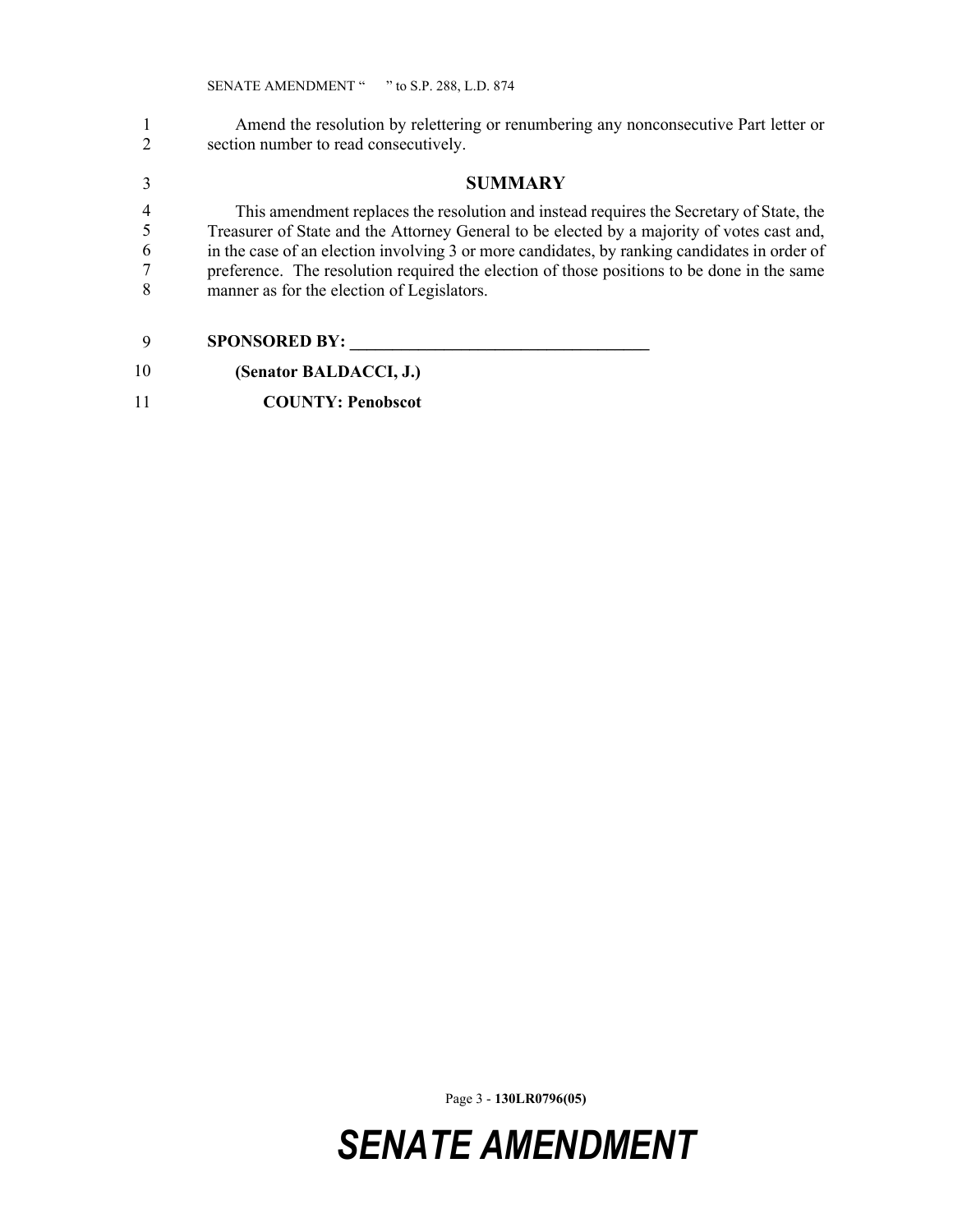Amend the resolution by relettering or renumbering any nonconsecutive Part letter or section number to read consecutively.

## SUMMARY

This amendment replaces the resolution and instead requires the Secretary of State, the Treasurer of State and the Attorney General to be elected by a majority of votes cast and, in the case of an election involving 3 or more candidates, by ranking candidates in order of preference. The resolution required the election of those positions to be done in the same manner as for the election of Legislators.

**SPONSORED BY: ___________________________________**

**(Senator BALDACCI, J.)**

**COUNTY: Penobscot**